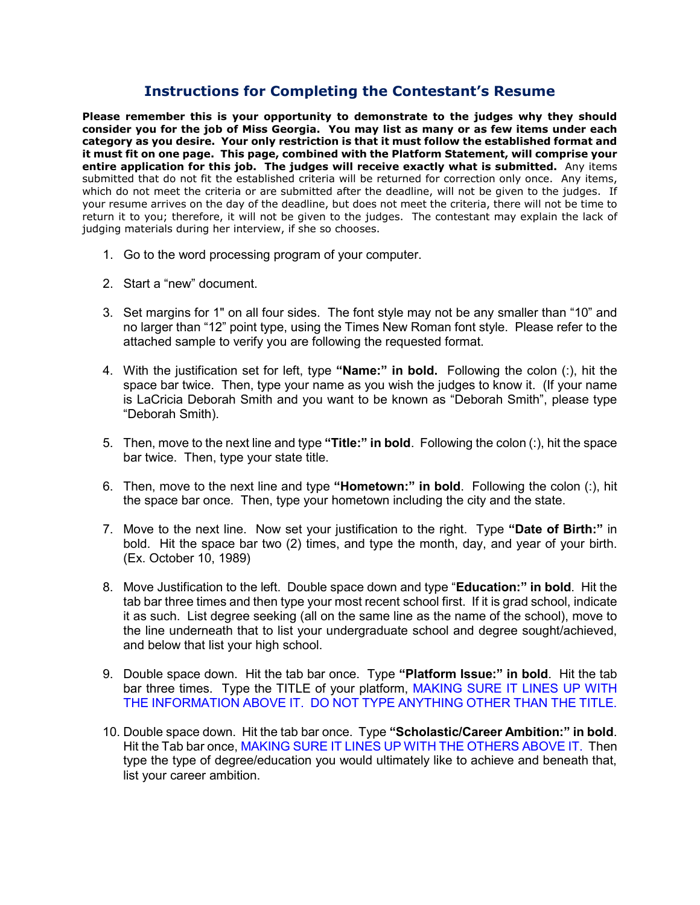## Instructions for Completing the Contestant's Resume

**Please remember this is your opportunity to demonstrate to the judges why they should consider you for the job of Miss Georgia. You may list as many or as few items under each category as you desire. Your only restriction is that it must follow the established format and it must fit on one page. This page, combined with the Platform Statement, will comprise your entire application for this job. The judges will receive exactly what is submitted.** Any items submitted that do not fit the established criteria will be returned for correction only once. Any items, which do not meet the criteria or are submitted after the deadline, will not be given to the judges. If your resume arrives on the day of the deadline, but does not meet the criteria, there will not be time to return it to you; therefore, it will not be given to the judges. The contestant may explain the lack of judging materials during her interview, if she so chooses.

1. Go to the word processing program of your computer.

2. Start a "new" document.

3. Set margins for 1" on all four sides. The font style may not be any smaller than "10" and no larger than "12" point type, using the Times New Roman font style. Please refer to the attached sample to verify you are following the requested format.

4. With the justification set for left, type **"Name:" in bold.** Following the colon (:), hit the space bar twice. Then, type your name as you wish the judges to know it. (If your name is LaCricia Deborah Smith and you want to be known as "Deborah Smith", please type "Deborah Smith).

5. Then, move to the next line and type **"Title:" in bold**. Following the colon (:), hit the space bar twice. Then, type your state title.

6. Then, move to the next line and type **"Hometown:" in bold**. Following the colon (:), hit the space bar once. Then, type your hometown including the city and the state.

7. Move to the next line. Now set your justification to the right. Type **"Date of Birth:"** in bold. Hit the space bar two (2) times, and type the month, day, and year of your birth. (Ex. October 10, 1989)

8. Move Justification to the left. Double space down and type "**Education:" in bold**. Hit the tab bar three times and then type your most recent school first. If it is grad school, indicate it as such. List degree seeking (all on the same line as the name of the school), move to the line underneath that to list your undergraduate school and degree sought/achieved, and below that list your high school.

9. Double space down. Hit the tab bar once. Type **"Platform Issue:" in bold**. Hit the tab bar three times. Type the TITLE of your platform, MAKING SURE IT LINES UP WITH THE INFORMATION ABOVE IT. DO NOT TYPE ANYTHING OTHER THAN THE TITLE.

10. Double space down. Hit the tab bar once. Type **"Scholastic/Career Ambition:" in bold**. Hit the Tab bar once, MAKING SURE IT LINES UP WITH THE OTHERS ABOVE IT. Then type the type of degree/education you would ultimately like to achieve and beneath that, list your career ambition.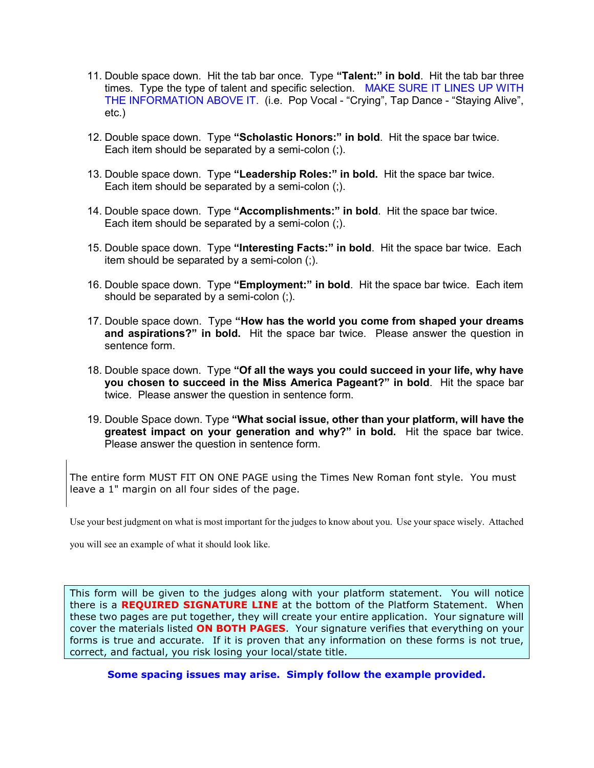11. Double space down. Hit the tab bar once. Type **"Talent:" in bold**. Hit the tab bar three times. Type the type of talent and specific selection. MAKE SURE IT LINES UP WITH THE INFORMATION ABOVE IT. (i.e. Pop Vocal - "Crying", Tap Dance - "Staying Alive", etc.)

12. Double space down. Type **"Scholastic Honors:" in bold**. Hit the space bar twice. Each item should be separated by a semi-colon (;).

13. Double space down. Type **"Leadership Roles:" in bold.** Hit the space bar twice. Each item should be separated by a semi-colon (;).

14. Double space down. Type **"Accomplishments:" in bold**. Hit the space bar twice. Each item should be separated by a semi-colon (;).

15. Double space down. Type **"Interesting Facts:" in bold**. Hit the space bar twice. Each item should be separated by a semi-colon (;).

16. Double space down. Type **"Employment:" in bold**. Hit the space bar twice. Each item should be separated by a semi-colon (;).

17. Double space down. Type **"How has the world you come from shaped your dreams and aspirations?" in bold.** Hit the space bar twice. Please answer the question in sentence form.

18. Double space down. Type **"Of all the ways you could succeed in your life, why have you chosen to succeed in the Miss America Pageant?" in bold**. Hit the space bar twice. Please answer the question in sentence form.

19. Double Space down. Type **"What social issue, other than your platform, will have the greatest impact on your generation and why?" in bold.** Hit the space bar twice. Please answer the question in sentence form.

The entire form MUST FIT ON ONE PAGE using the Times New Roman font style. You must leave a 1" margin on all four sides of the page.

Use your best judgment on what is most important for the judges to know about you. Use your space wisely. Attached you will see an example of what it should look like.

This form will be given to the judges along with your platform statement. You will notice there is a **REQUIRED SIGNATURE LINE** at the bottom of the Platform Statement. When these two pages are put together, they will create your entire application. Your signature will cover the materials listed **ON BOTH PAGES**. Your signature verifies that everything on your forms is true and accurate. If it is proven that any information on these forms is not true, correct, and factual, you risk losing your local/state title.

**Some spacing issues may arise. Simply follow the example provided.**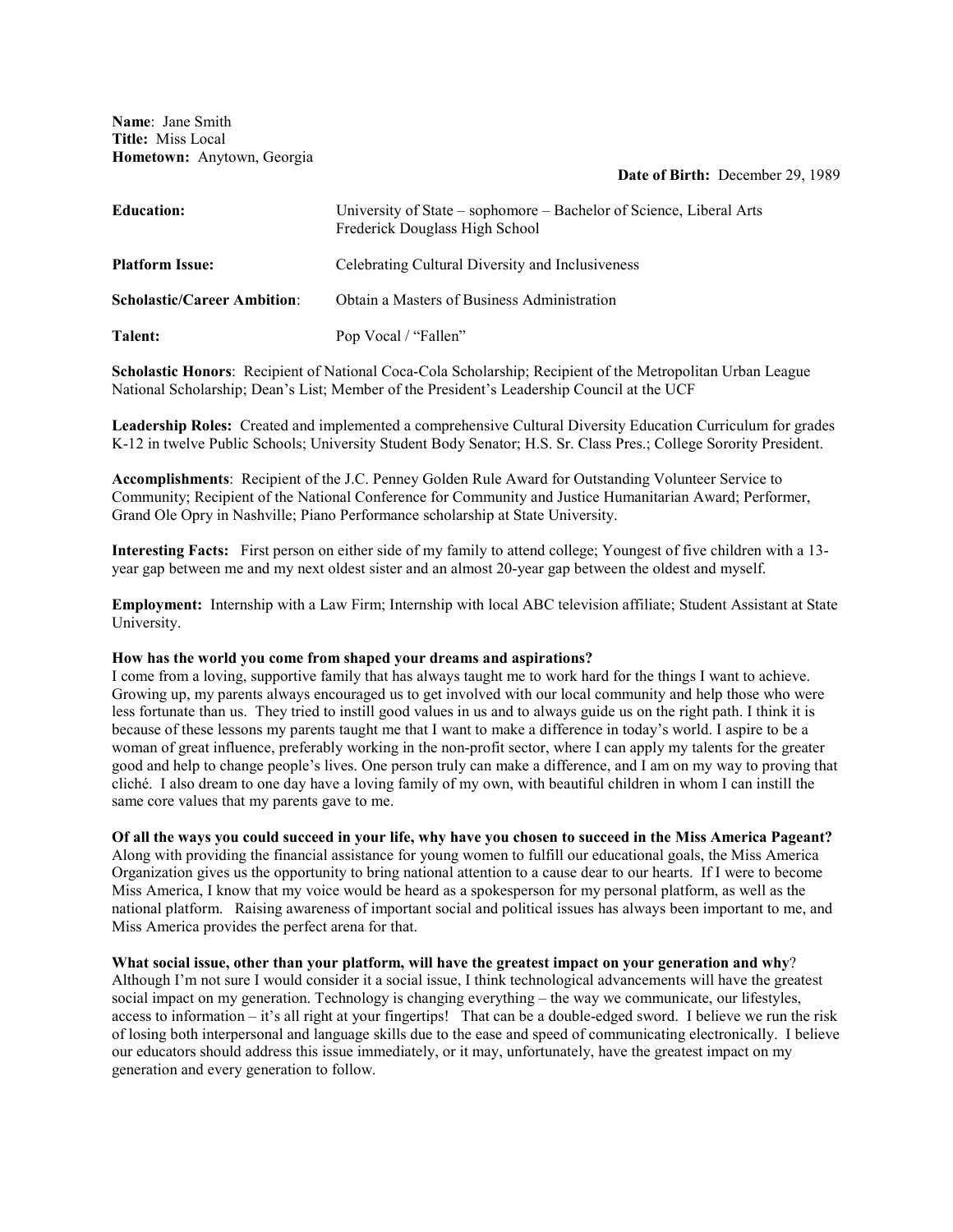**Name**: Jane Smith
**Title:** Miss Local
**Hometown:** Anytown, Georgia

**Date of Birth:** December 29, 1989

| | |
|---|---|
| **Education:** | University of State – sophomore – Bachelor of Science, Liberal Arts<br>Frederick Douglass High School |
| **Platform Issue:** | Celebrating Cultural Diversity and Inclusiveness |
| **Scholastic/Career Ambition**: | Obtain a Masters of Business Administration |
| **Talent:** | Pop Vocal / "Fallen" |

**Scholastic Honors**: Recipient of National Coca-Cola Scholarship; Recipient of the Metropolitan Urban League National Scholarship; Dean's List; Member of the President's Leadership Council at the UCF

**Leadership Roles:** Created and implemented a comprehensive Cultural Diversity Education Curriculum for grades K-12 in twelve Public Schools; University Student Body Senator; H.S. Sr. Class Pres.; College Sorority President.

**Accomplishments**: Recipient of the J.C. Penney Golden Rule Award for Outstanding Volunteer Service to Community; Recipient of the National Conference for Community and Justice Humanitarian Award; Performer, Grand Ole Opry in Nashville; Piano Performance scholarship at State University.

**Interesting Facts:** First person on either side of my family to attend college; Youngest of five children with a 13-year gap between me and my next oldest sister and an almost 20-year gap between the oldest and myself.

**Employment:** Internship with a Law Firm; Internship with local ABC television affiliate; Student Assistant at State University.

**How has the world you come from shaped your dreams and aspirations?**
I come from a loving, supportive family that has always taught me to work hard for the things I want to achieve. Growing up, my parents always encouraged us to get involved with our local community and help those who were less fortunate than us. They tried to instill good values in us and to always guide us on the right path. I think it is because of these lessons my parents taught me that I want to make a difference in today's world. I aspire to be a woman of great influence, preferably working in the non-profit sector, where I can apply my talents for the greater good and help to change people's lives. One person truly can make a difference, and I am on my way to proving that cliché. I also dream to one day have a loving family of my own, with beautiful children in whom I can instill the same core values that my parents gave to me.

**Of all the ways you could succeed in your life, why have you chosen to succeed in the Miss America Pageant?**
Along with providing the financial assistance for young women to fulfill our educational goals, the Miss America Organization gives us the opportunity to bring national attention to a cause dear to our hearts. If I were to become Miss America, I know that my voice would be heard as a spokesperson for my personal platform, as well as the national platform. Raising awareness of important social and political issues has always been important to me, and Miss America provides the perfect arena for that.

**What social issue, other than your platform, will have the greatest impact on your generation and why**?
Although I'm not sure I would consider it a social issue, I think technological advancements will have the greatest social impact on my generation. Technology is changing everything – the way we communicate, our lifestyles, access to information – it's all right at your fingertips! That can be a double-edged sword. I believe we run the risk of losing both interpersonal and language skills due to the ease and speed of communicating electronically. I believe our educators should address this issue immediately, or it may, unfortunately, have the greatest impact on my generation and every generation to follow.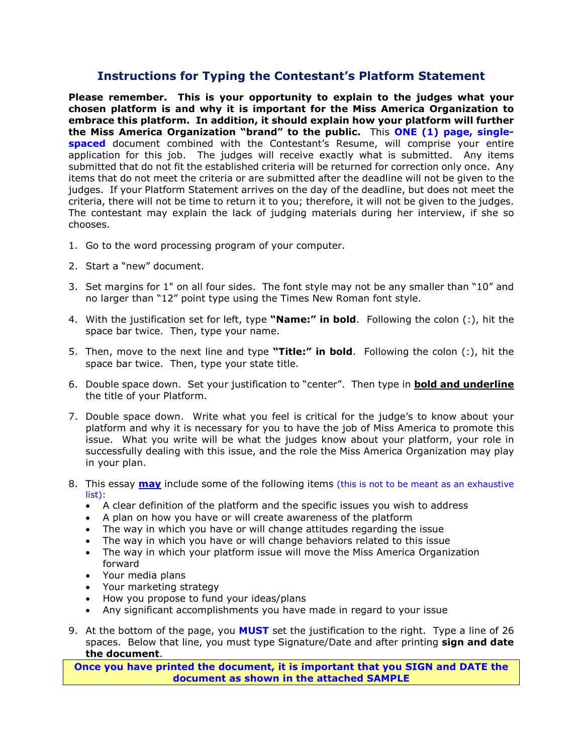## Instructions for Typing the Contestant's Platform Statement

**Please remember. This is your opportunity to explain to the judges what your chosen platform is and why it is important for the Miss America Organization to embrace this platform. In addition, it should explain how your platform will further the Miss America Organization "brand" to the public.** This **ONE (1) page, single-spaced** document combined with the Contestant's Resume, will comprise your entire application for this job. The judges will receive exactly what is submitted. Any items submitted that do not fit the established criteria will be returned for correction only once. Any items that do not meet the criteria or are submitted after the deadline will not be given to the judges. If your Platform Statement arrives on the day of the deadline, but does not meet the criteria, there will not be time to return it to you; therefore, it will not be given to the judges. The contestant may explain the lack of judging materials during her interview, if she so chooses.

1. Go to the word processing program of your computer.
2. Start a "new" document.
3. Set margins for 1" on all four sides. The font style may not be any smaller than "10" and no larger than "12" point type using the Times New Roman font style.
4. With the justification set for left, type **"Name:" in bold**. Following the colon (:), hit the space bar twice. Then, type your name.
5. Then, move to the next line and type **"Title:" in bold**. Following the colon (:), hit the space bar twice. Then, type your state title.
6. Double space down. Set your justification to "center". Then type in **<u>bold and underline</u>** the title of your Platform.
7. Double space down. Write what you feel is critical for the judge's to know about your platform and why it is necessary for you to have the job of Miss America to promote this issue. What you write will be what the judges know about your platform, your role in successfully dealing with this issue, and the role the Miss America Organization may play in your plan.
8. This essay **<u>may</u>** include some of the following items (this is not to be meant as an exhaustive list):
   - A clear definition of the platform and the specific issues you wish to address
   - A plan on how you have or will create awareness of the platform
   - The way in which you have or will change attitudes regarding the issue
   - The way in which you have or will change behaviors related to this issue
   - The way in which your platform issue will move the Miss America Organization forward
   - Your media plans
   - Your marketing strategy
   - How you propose to fund your ideas/plans
   - Any significant accomplishments you have made in regard to your issue
9. At the bottom of the page, you **MUST** set the justification to the right. Type a line of 26 spaces. Below that line, you must type Signature/Date and after printing **sign and date the document**.

**Once you have printed the document, it is important that you SIGN and DATE the document as shown in the attached SAMPLE**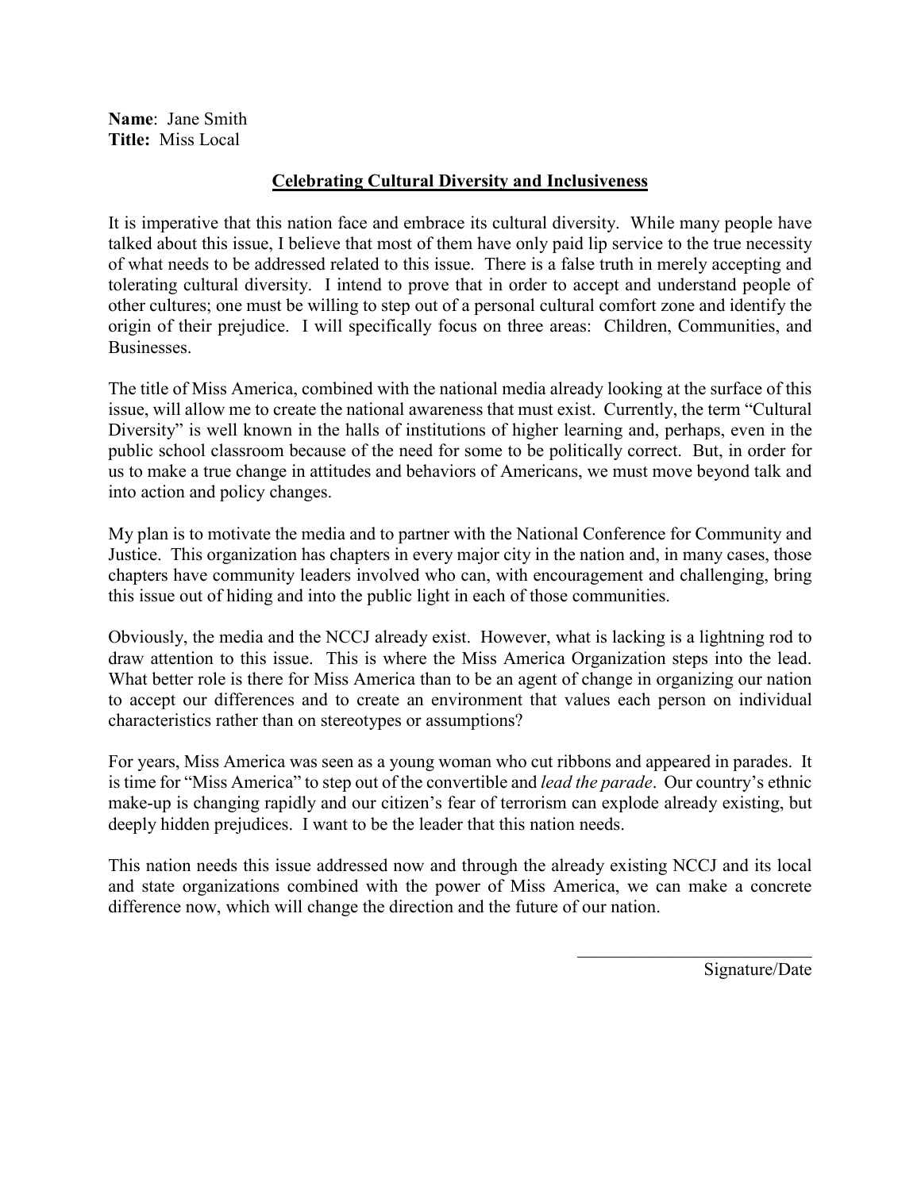**Name**: Jane Smith
**Title:** Miss Local

## Celebrating Cultural Diversity and Inclusiveness

It is imperative that this nation face and embrace its cultural diversity. While many people have talked about this issue, I believe that most of them have only paid lip service to the true necessity of what needs to be addressed related to this issue. There is a false truth in merely accepting and tolerating cultural diversity. I intend to prove that in order to accept and understand people of other cultures; one must be willing to step out of a personal cultural comfort zone and identify the origin of their prejudice. I will specifically focus on three areas: Children, Communities, and Businesses.

The title of Miss America, combined with the national media already looking at the surface of this issue, will allow me to create the national awareness that must exist. Currently, the term "Cultural Diversity" is well known in the halls of institutions of higher learning and, perhaps, even in the public school classroom because of the need for some to be politically correct. But, in order for us to make a true change in attitudes and behaviors of Americans, we must move beyond talk and into action and policy changes.

My plan is to motivate the media and to partner with the National Conference for Community and Justice. This organization has chapters in every major city in the nation and, in many cases, those chapters have community leaders involved who can, with encouragement and challenging, bring this issue out of hiding and into the public light in each of those communities.

Obviously, the media and the NCCJ already exist. However, what is lacking is a lightning rod to draw attention to this issue. This is where the Miss America Organization steps into the lead. What better role is there for Miss America than to be an agent of change in organizing our nation to accept our differences and to create an environment that values each person on individual characteristics rather than on stereotypes or assumptions?

For years, Miss America was seen as a young woman who cut ribbons and appeared in parades. It is time for "Miss America" to step out of the convertible and *lead the parade*. Our country's ethnic make-up is changing rapidly and our citizen's fear of terrorism can explode already existing, but deeply hidden prejudices. I want to be the leader that this nation needs.

This nation needs this issue addressed now and through the already existing NCCJ and its local and state organizations combined with the power of Miss America, we can make a concrete difference now, which will change the direction and the future of our nation.

\_\_\_\_\_\_\_\_\_\_\_\_\_\_\_\_\_\_\_\_\_\_\_\_\_\_\_\_

Signature/Date